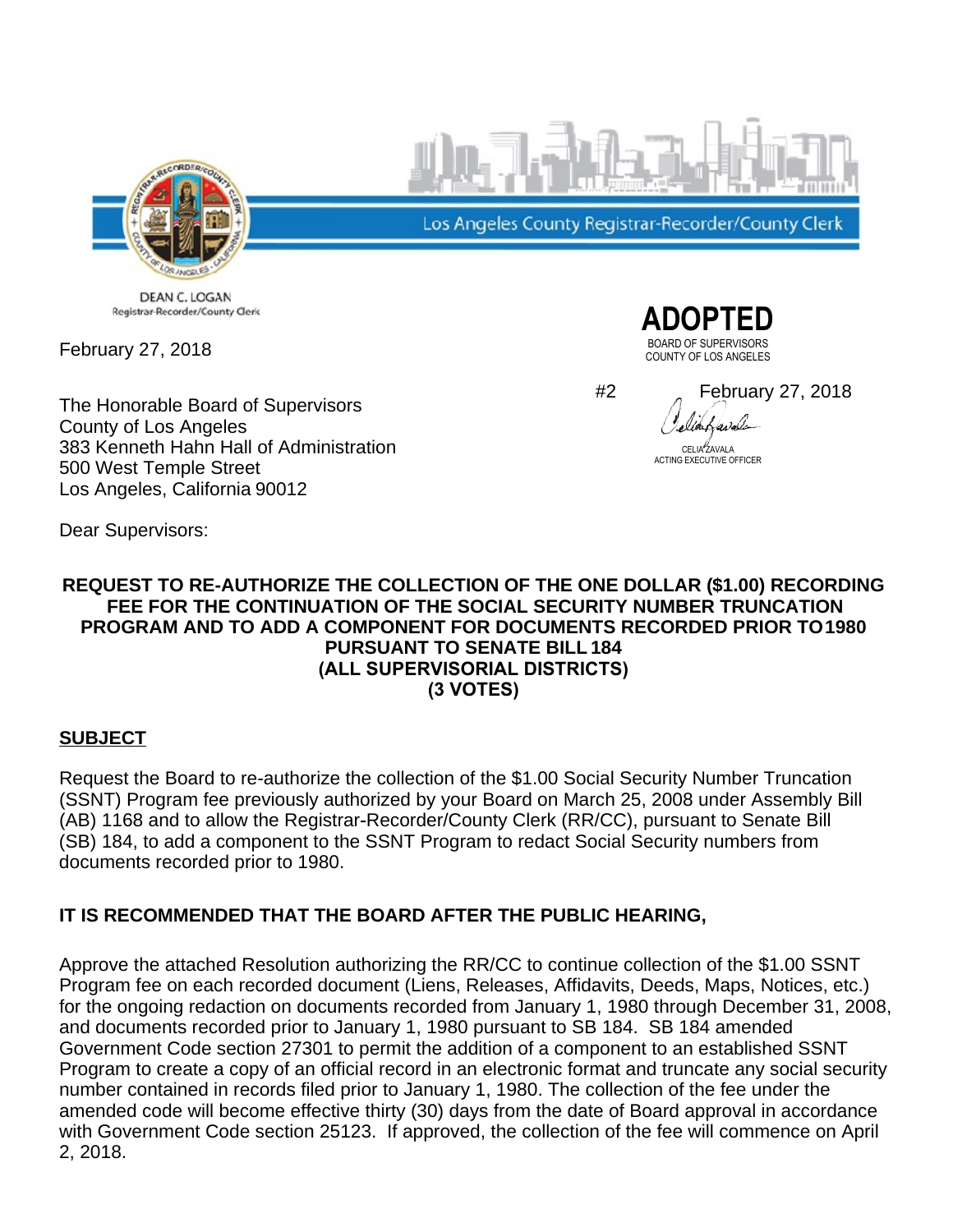Los Angeles County Registrar-Recorder/County Clerk

DEAN C. LOGAN
Registrar-Recorder/County Clerk

February 27, 2018

**ADOPTED**
BOARD OF SUPERVISORS
COUNTY OF LOS ANGELES

#2 February 27, 2018

CELIA ZAVALA
ACTING EXECUTIVE OFFICER

The Honorable Board of Supervisors
County of Los Angeles
383 Kenneth Hahn Hall of Administration
500 West Temple Street
Los Angeles, California 90012

Dear Supervisors:

**REQUEST TO RE-AUTHORIZE THE COLLECTION OF THE ONE DOLLAR ($1.00) RECORDING FEE FOR THE CONTINUATION OF THE SOCIAL SECURITY NUMBER TRUNCATION PROGRAM AND TO ADD A COMPONENT FOR DOCUMENTS RECORDED PRIOR TO 1980 PURSUANT TO SENATE BILL 184**
**(ALL SUPERVISORIAL DISTRICTS)**
**(3 VOTES)**

## SUBJECT

Request the Board to re-authorize the collection of the $1.00 Social Security Number Truncation (SSNT) Program fee previously authorized by your Board on March 25, 2008 under Assembly Bill (AB) 1168 and to allow the Registrar-Recorder/County Clerk (RR/CC), pursuant to Senate Bill (SB) 184, to add a component to the SSNT Program to redact Social Security numbers from documents recorded prior to 1980.

## IT IS RECOMMENDED THAT THE BOARD AFTER THE PUBLIC HEARING,

Approve the attached Resolution authorizing the RR/CC to continue collection of the $1.00 SSNT Program fee on each recorded document (Liens, Releases, Affidavits, Deeds, Maps, Notices, etc.) for the ongoing redaction on documents recorded from January 1, 1980 through December 31, 2008, and documents recorded prior to January 1, 1980 pursuant to SB 184. SB 184 amended Government Code section 27301 to permit the addition of a component to an established SSNT Program to create a copy of an official record in an electronic format and truncate any social security number contained in records filed prior to January 1, 1980. The collection of the fee under the amended code will become effective thirty (30) days from the date of Board approval in accordance with Government Code section 25123. If approved, the collection of the fee will commence on April 2, 2018.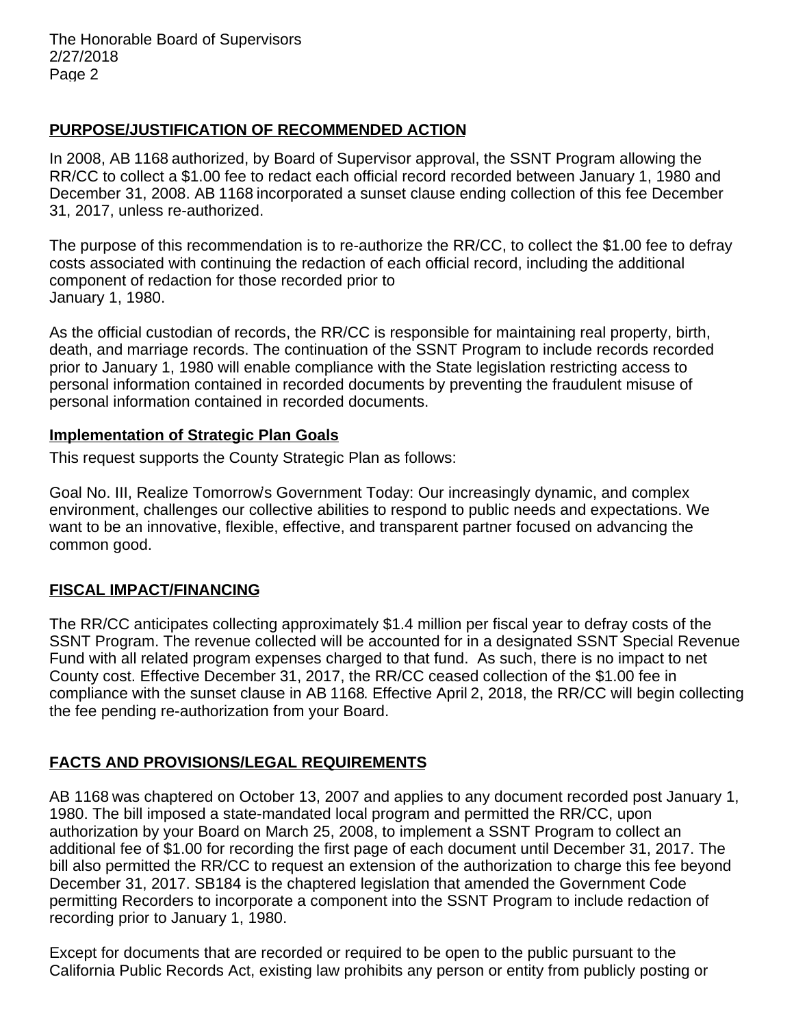## PURPOSE/JUSTIFICATION OF RECOMMENDED ACTION

In 2008, AB 1168 authorized, by Board of Supervisor approval, the SSNT Program allowing the RR/CC to collect a $1.00 fee to redact each official record recorded between January 1, 1980 and December 31, 2008. AB 1168 incorporated a sunset clause ending collection of this fee December 31, 2017, unless re-authorized.

The purpose of this recommendation is to re-authorize the RR/CC, to collect the $1.00 fee to defray costs associated with continuing the redaction of each official record, including the additional component of redaction for those recorded prior to January 1, 1980.

As the official custodian of records, the RR/CC is responsible for maintaining real property, birth, death, and marriage records. The continuation of the SSNT Program to include records recorded prior to January 1, 1980 will enable compliance with the State legislation restricting access to personal information contained in recorded documents by preventing the fraudulent misuse of personal information contained in recorded documents.

### Implementation of Strategic Plan Goals

This request supports the County Strategic Plan as follows:

Goal No. III, Realize Tomorrow's Government Today: Our increasingly dynamic, and complex environment, challenges our collective abilities to respond to public needs and expectations. We want to be an innovative, flexible, effective, and transparent partner focused on advancing the common good.

## FISCAL IMPACT/FINANCING

The RR/CC anticipates collecting approximately $1.4 million per fiscal year to defray costs of the SSNT Program. The revenue collected will be accounted for in a designated SSNT Special Revenue Fund with all related program expenses charged to that fund. As such, there is no impact to net County cost. Effective December 31, 2017, the RR/CC ceased collection of the $1.00 fee in compliance with the sunset clause in AB 1168. Effective April 2, 2018, the RR/CC will begin collecting the fee pending re-authorization from your Board.

## FACTS AND PROVISIONS/LEGAL REQUIREMENTS

AB 1168 was chaptered on October 13, 2007 and applies to any document recorded post January 1, 1980. The bill imposed a state-mandated local program and permitted the RR/CC, upon authorization by your Board on March 25, 2008, to implement a SSNT Program to collect an additional fee of $1.00 for recording the first page of each document until December 31, 2017. The bill also permitted the RR/CC to request an extension of the authorization to charge this fee beyond December 31, 2017. SB184 is the chaptered legislation that amended the Government Code permitting Recorders to incorporate a component into the SSNT Program to include redaction of recording prior to January 1, 1980.

Except for documents that are recorded or required to be open to the public pursuant to the California Public Records Act, existing law prohibits any person or entity from publicly posting or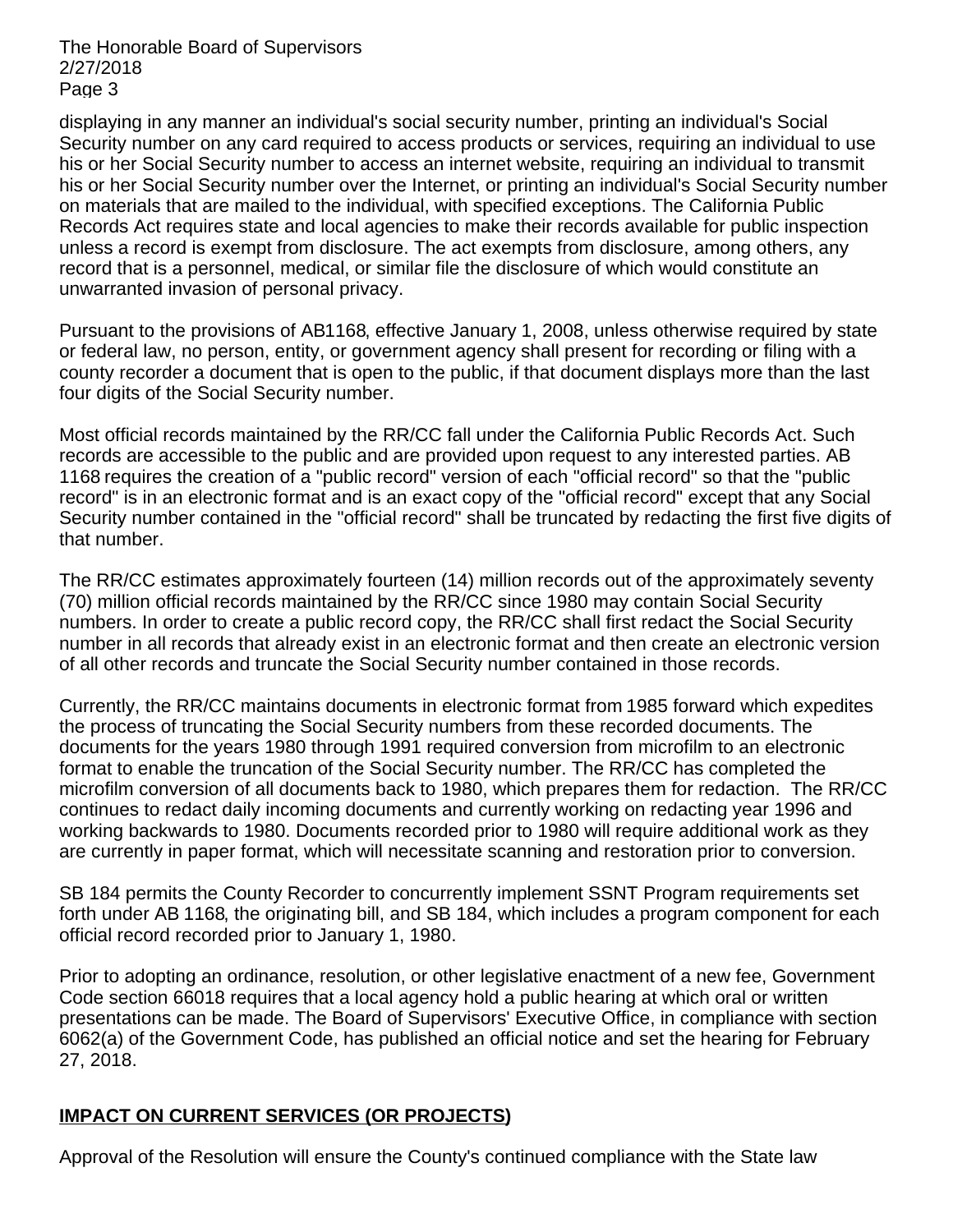displaying in any manner an individual's social security number, printing an individual's Social Security number on any card required to access products or services, requiring an individual to use his or her Social Security number to access an internet website, requiring an individual to transmit his or her Social Security number over the Internet, or printing an individual's Social Security number on materials that are mailed to the individual, with specified exceptions. The California Public Records Act requires state and local agencies to make their records available for public inspection unless a record is exempt from disclosure. The act exempts from disclosure, among others, any record that is a personnel, medical, or similar file the disclosure of which would constitute an unwarranted invasion of personal privacy.

Pursuant to the provisions of AB1168, effective January 1, 2008, unless otherwise required by state or federal law, no person, entity, or government agency shall present for recording or filing with a county recorder a document that is open to the public, if that document displays more than the last four digits of the Social Security number.

Most official records maintained by the RR/CC fall under the California Public Records Act. Such records are accessible to the public and are provided upon request to any interested parties. AB 1168 requires the creation of a "public record" version of each "official record" so that the "public record" is in an electronic format and is an exact copy of the "official record" except that any Social Security number contained in the "official record" shall be truncated by redacting the first five digits of that number.

The RR/CC estimates approximately fourteen (14) million records out of the approximately seventy (70) million official records maintained by the RR/CC since 1980 may contain Social Security numbers. In order to create a public record copy, the RR/CC shall first redact the Social Security number in all records that already exist in an electronic format and then create an electronic version of all other records and truncate the Social Security number contained in those records.

Currently, the RR/CC maintains documents in electronic format from 1985 forward which expedites the process of truncating the Social Security numbers from these recorded documents. The documents for the years 1980 through 1991 required conversion from microfilm to an electronic format to enable the truncation of the Social Security number. The RR/CC has completed the microfilm conversion of all documents back to 1980, which prepares them for redaction. The RR/CC continues to redact daily incoming documents and currently working on redacting year 1996 and working backwards to 1980. Documents recorded prior to 1980 will require additional work as they are currently in paper format, which will necessitate scanning and restoration prior to conversion.

SB 184 permits the County Recorder to concurrently implement SSNT Program requirements set forth under AB 1168, the originating bill, and SB 184, which includes a program component for each official record recorded prior to January 1, 1980.

Prior to adopting an ordinance, resolution, or other legislative enactment of a new fee, Government Code section 66018 requires that a local agency hold a public hearing at which oral or written presentations can be made. The Board of Supervisors' Executive Office, in compliance with section 6062(a) of the Government Code, has published an official notice and set the hearing for February 27, 2018.

## **IMPACT ON CURRENT SERVICES (OR PROJECTS)**

Approval of the Resolution will ensure the County's continued compliance with the State law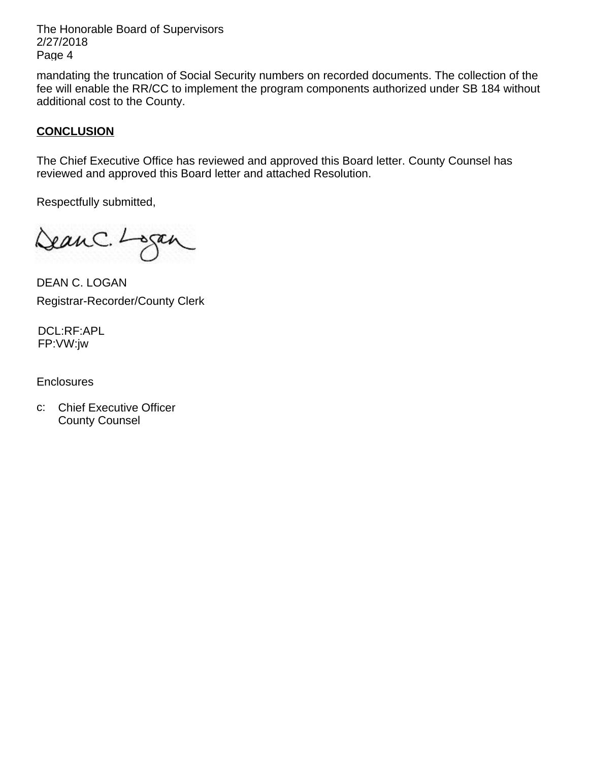mandating the truncation of Social Security numbers on recorded documents. The collection of the fee will enable the RR/CC to implement the program components authorized under SB 184 without additional cost to the County.

**CONCLUSION**

The Chief Executive Office has reviewed and approved this Board letter. County Counsel has reviewed and approved this Board letter and attached Resolution.

Respectfully submitted,

DEAN C. LOGAN
Registrar-Recorder/County Clerk

DCL:RF:APL
FP:VW:jw

Enclosures

c: Chief Executive Officer
County Counsel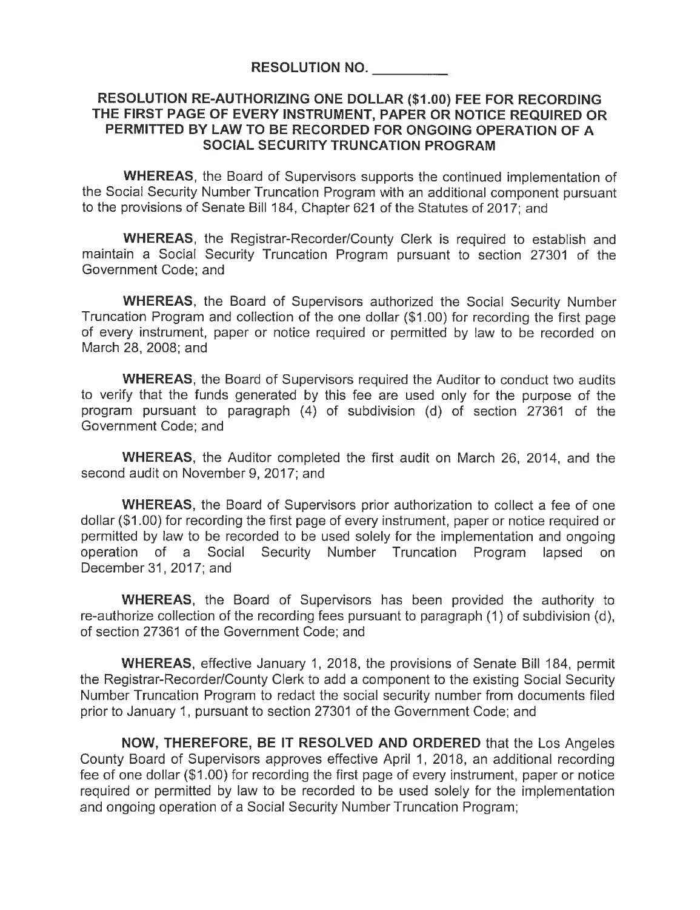**RESOLUTION NO. \_\_\_\_\_\_\_\_\_\_**

**RESOLUTION RE-AUTHORIZING ONE DOLLAR ($1.00) FEE FOR RECORDING THE FIRST PAGE OF EVERY INSTRUMENT, PAPER OR NOTICE REQUIRED OR PERMITTED BY LAW TO BE RECORDED FOR ONGOING OPERATION OF A SOCIAL SECURITY TRUNCATION PROGRAM**

**WHEREAS**, the Board of Supervisors supports the continued implementation of the Social Security Number Truncation Program with an additional component pursuant to the provisions of Senate Bill 184, Chapter 621 of the Statutes of 2017; and

**WHEREAS**, the Registrar-Recorder/County Clerk is required to establish and maintain a Social Security Truncation Program pursuant to section 27301 of the Government Code; and

**WHEREAS**, the Board of Supervisors authorized the Social Security Number Truncation Program and collection of the one dollar ($1.00) for recording the first page of every instrument, paper or notice required or permitted by law to be recorded on March 28, 2008; and

**WHEREAS**, the Board of Supervisors required the Auditor to conduct two audits to verify that the funds generated by this fee are used only for the purpose of the program pursuant to paragraph (4) of subdivision (d) of section 27361 of the Government Code; and

**WHEREAS**, the Auditor completed the first audit on March 26, 2014, and the second audit on November 9, 2017; and

**WHEREAS**, the Board of Supervisors prior authorization to collect a fee of one dollar ($1.00) for recording the first page of every instrument, paper or notice required or permitted by law to be recorded to be used solely for the implementation and ongoing operation of a Social Security Number Truncation Program lapsed on December 31, 2017; and

**WHEREAS**, the Board of Supervisors has been provided the authority to re-authorize collection of the recording fees pursuant to paragraph (1) of subdivision (d), of section 27361 of the Government Code; and

**WHEREAS**, effective January 1, 2018, the provisions of Senate Bill 184, permit the Registrar-Recorder/County Clerk to add a component to the existing Social Security Number Truncation Program to redact the social security number from documents filed prior to January 1, pursuant to section 27301 of the Government Code; and

**NOW, THEREFORE, BE IT RESOLVED AND ORDERED** that the Los Angeles County Board of Supervisors approves effective April 1, 2018, an additional recording fee of one dollar ($1.00) for recording the first page of every instrument, paper or notice required or permitted by law to be recorded to be used solely for the implementation and ongoing operation of a Social Security Number Truncation Program;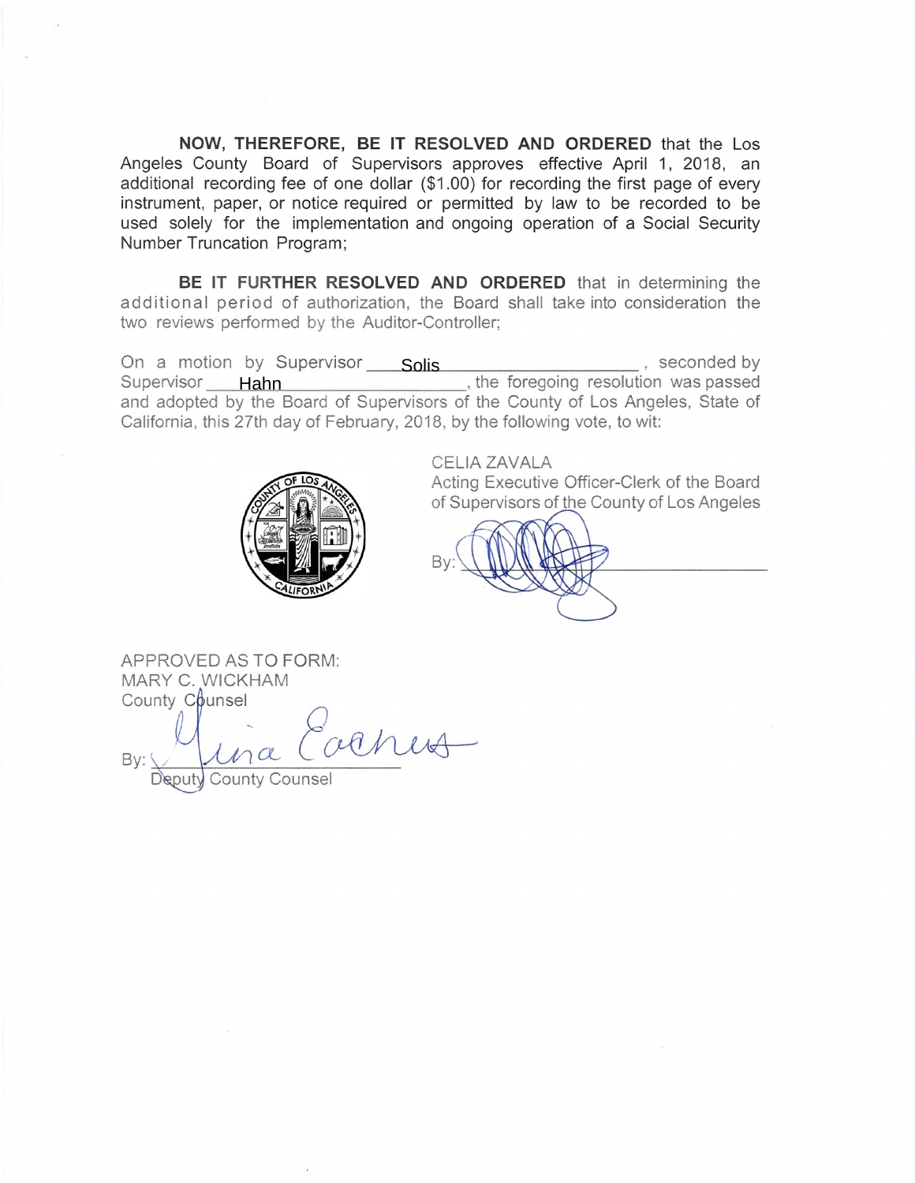**NOW, THEREFORE, BE IT RESOLVED AND ORDERED** that the Los Angeles County Board of Supervisors approves effective April 1, 2018, an additional recording fee of one dollar ($1.00) for recording the first page of every instrument, paper, or notice required or permitted by law to be recorded to be used solely for the implementation and ongoing operation of a Social Security Number Truncation Program;

**BE IT FURTHER RESOLVED AND ORDERED** that in determining the additional period of authorization, the Board shall take into consideration the two reviews performed by the Auditor-Controller;

On a motion by Supervisor Solis, seconded by Supervisor Hahn, the foregoing resolution was passed and adopted by the Board of Supervisors of the County of Los Angeles, State of California, this 27th day of February, 2018, by the following vote, to wit:

CELIA ZAVALA
Acting Executive Officer-Clerk of the Board of Supervisors of the County of Los Angeles

By: ____________________

APPROVED AS TO FORM:
MARY C. WICKHAM
County Counsel

By: ____________________
Deputy County Counsel